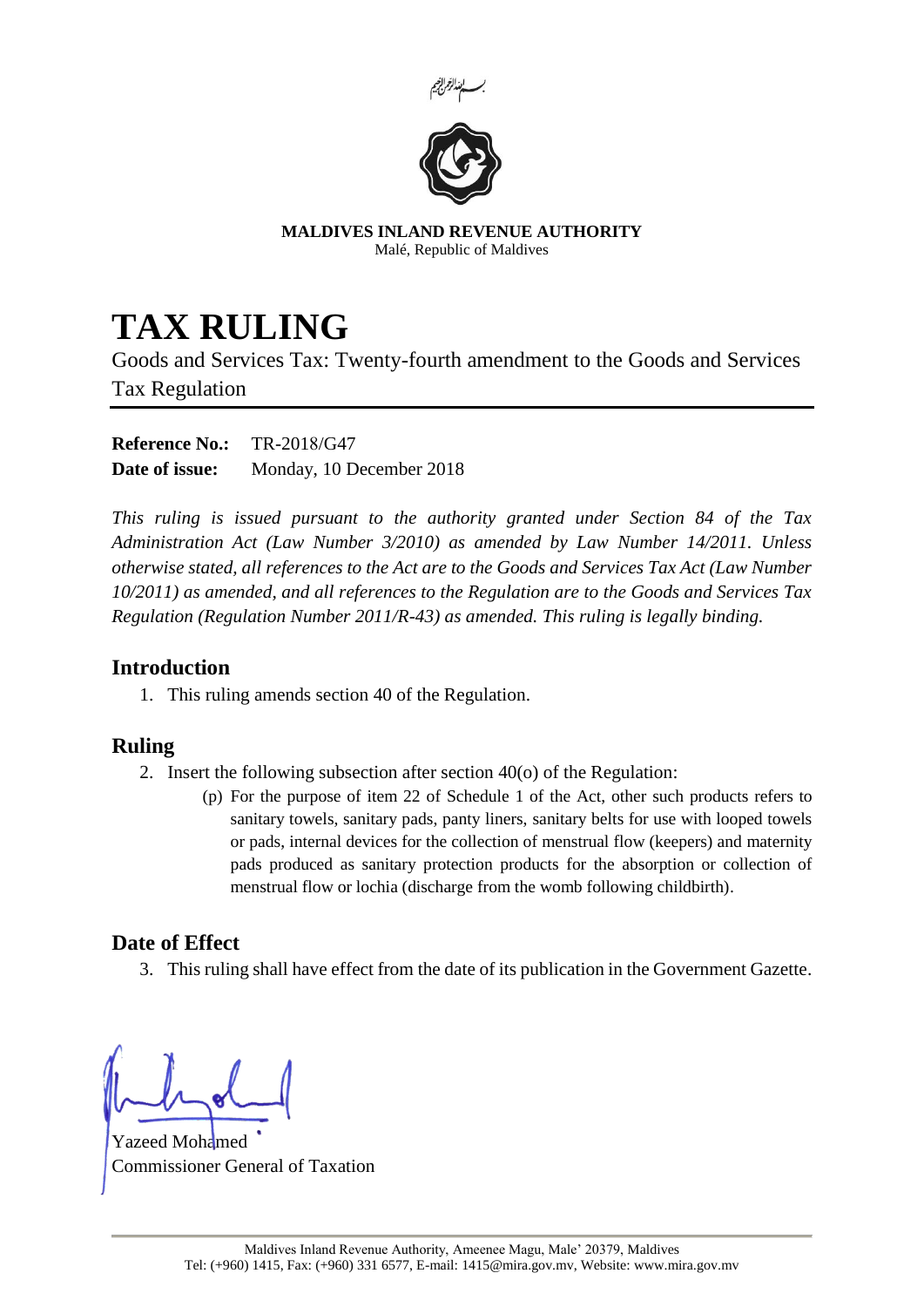بسم الله الرحمن الرحيم

**MALDIVES INLAND REVENUE AUTHORITY**
Malé, Republic of Maldives

# TAX RULING

Goods and Services Tax: Twenty-fourth amendment to the Goods and Services Tax Regulation

**Reference No.:** TR-2018/G47
**Date of issue:** Monday, 10 December 2018

*This ruling is issued pursuant to the authority granted under Section 84 of the Tax Administration Act (Law Number 3/2010) as amended by Law Number 14/2011. Unless otherwise stated, all references to the Act are to the Goods and Services Tax Act (Law Number 10/2011) as amended, and all references to the Regulation are to the Goods and Services Tax Regulation (Regulation Number 2011/R-43) as amended. This ruling is legally binding.*

## Introduction

1. This ruling amends section 40 of the Regulation.

## Ruling

2. Insert the following subsection after section 40(o) of the Regulation:
   (p) For the purpose of item 22 of Schedule 1 of the Act, other such products refers to sanitary towels, sanitary pads, panty liners, sanitary belts for use with looped towels or pads, internal devices for the collection of menstrual flow (keepers) and maternity pads produced as sanitary protection products for the absorption or collection of menstrual flow or lochia (discharge from the womb following childbirth).

## Date of Effect

3. This ruling shall have effect from the date of its publication in the Government Gazette.

Yazeed Mohamed
Commissioner General of Taxation

Maldives Inland Revenue Authority, Ameenee Magu, Male' 20379, Maldives
Tel: (+960) 1415, Fax: (+960) 331 6577, E-mail: 1415@mira.gov.mv, Website: www.mira.gov.mv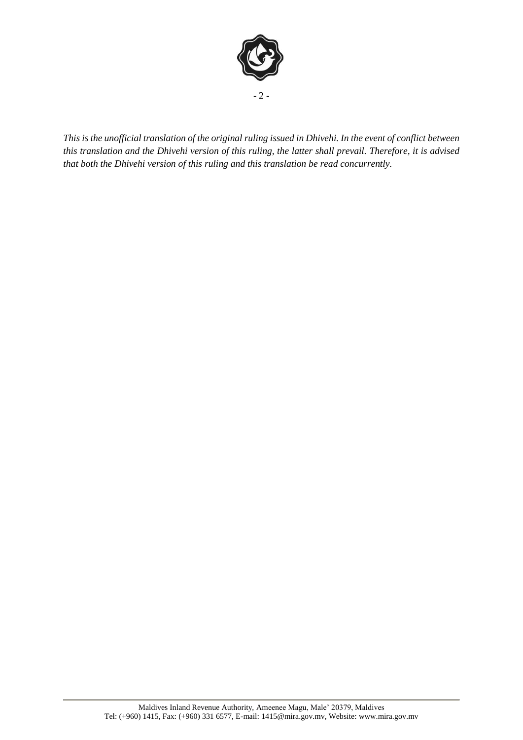*This is the unofficial translation of the original ruling issued in Dhivehi. In the event of conflict between this translation and the Dhivehi version of this ruling, the latter shall prevail. Therefore, it is advised that both the Dhivehi version of this ruling and this translation be read concurrently.*